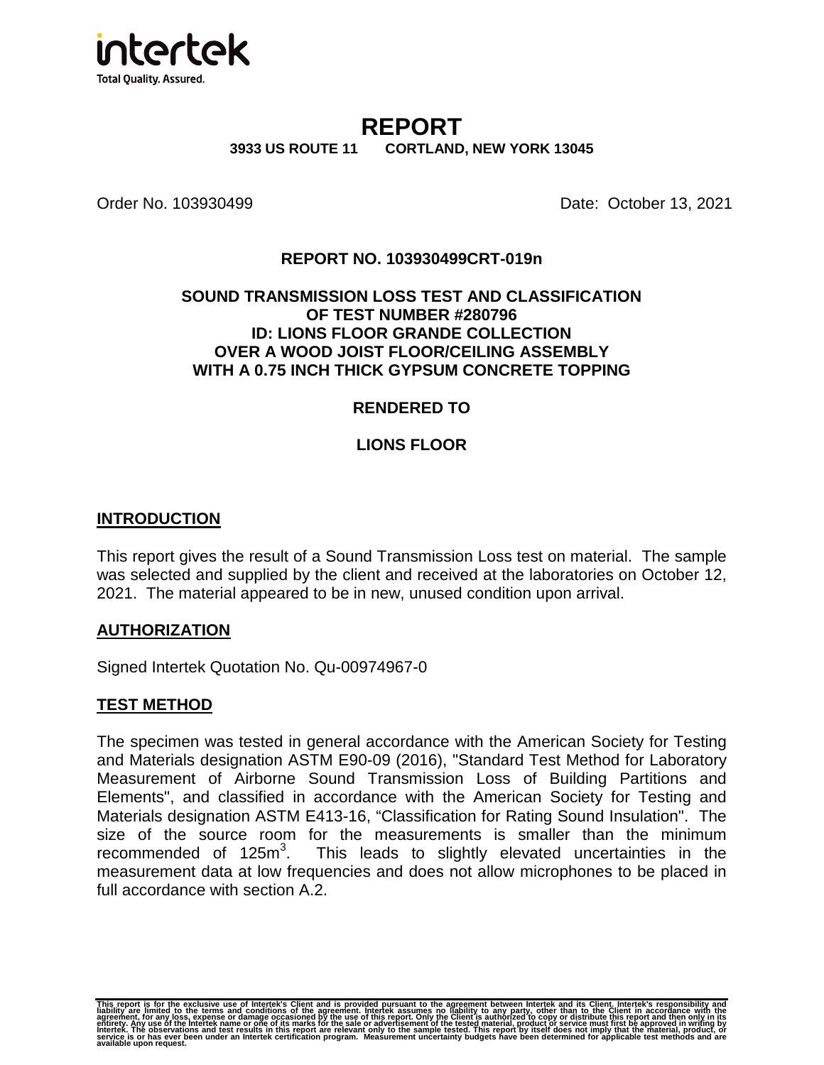# REPORT

**3933 US ROUTE 11 CORTLAND, NEW YORK 13045**

Order No. 103930499 Date: October 13, 2021

**REPORT NO. 103930499CRT-019n**

**SOUND TRANSMISSION LOSS TEST AND CLASSIFICATION OF TEST NUMBER #280796**
**ID: LIONS FLOOR GRANDE COLLECTION**
**OVER A WOOD JOIST FLOOR/CEILING ASSEMBLY**
**WITH A 0.75 INCH THICK GYPSUM CONCRETE TOPPING**

**RENDERED TO**

**LIONS FLOOR**

## INTRODUCTION

This report gives the result of a Sound Transmission Loss test on material. The sample was selected and supplied by the client and received at the laboratories on October 12, 2021. The material appeared to be in new, unused condition upon arrival.

## AUTHORIZATION

Signed Intertek Quotation No. Qu-00974967-0

## TEST METHOD

The specimen was tested in general accordance with the American Society for Testing and Materials designation ASTM E90-09 (2016), "Standard Test Method for Laboratory Measurement of Airborne Sound Transmission Loss of Building Partitions and Elements", and classified in accordance with the American Society for Testing and Materials designation ASTM E413-16, "Classification for Rating Sound Insulation". The size of the source room for the measurements is smaller than the minimum recommended of $125m^3$. This leads to slightly elevated uncertainties in the measurement data at low frequencies and does not allow microphones to be placed in full accordance with section A.2.

This report is for the exclusive use of Intertek's Client and is provided pursuant to the agreement between Intertek and its Client. Intertek's responsibility and liability are limited to the terms and conditions of the agreement. Intertek assumes no liability to any party, other than to the Client in accordance with the agreement, for any loss, expense or damage occasioned by the use of this report. Only the Client is authorized to copy or distribute this report and then only in its entirety. Any use of the Intertek name or one of its marks for the sale or advertisement of the tested material, product or service must first be approved in writing by Intertek. The observations and test results in this report are relevant only to the sample tested. This report by itself does not imply that the material, product, or service is or has ever been under an Intertek certification program. Measurement uncertainty budgets have been determined for applicable test methods and are available upon request.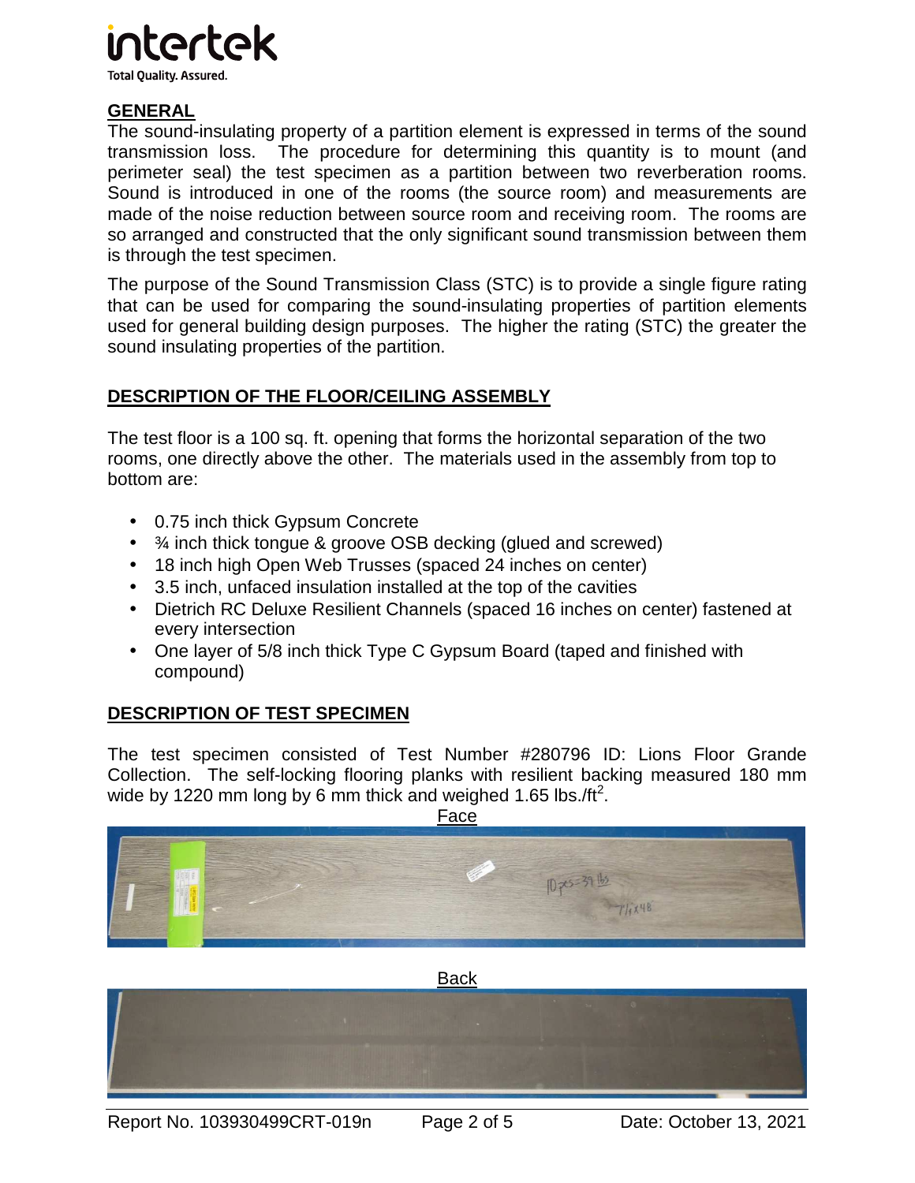## GENERAL

The sound-insulating property of a partition element is expressed in terms of the sound transmission loss. The procedure for determining this quantity is to mount (and perimeter seal) the test specimen as a partition between two reverberation rooms. Sound is introduced in one of the rooms (the source room) and measurements are made of the noise reduction between source room and receiving room. The rooms are so arranged and constructed that the only significant sound transmission between them is through the test specimen.

The purpose of the Sound Transmission Class (STC) is to provide a single figure rating that can be used for comparing the sound-insulating properties of partition elements used for general building design purposes. The higher the rating (STC) the greater the sound insulating properties of the partition.

## DESCRIPTION OF THE FLOOR/CEILING ASSEMBLY

The test floor is a 100 sq. ft. opening that forms the horizontal separation of the two rooms, one directly above the other. The materials used in the assembly from top to bottom are:

- 0.75 inch thick Gypsum Concrete
- ¾ inch thick tongue & groove OSB decking (glued and screwed)
- 18 inch high Open Web Trusses (spaced 24 inches on center)
- 3.5 inch, unfaced insulation installed at the top of the cavities
- Dietrich RC Deluxe Resilient Channels (spaced 16 inches on center) fastened at every intersection
- One layer of 5/8 inch thick Type C Gypsum Board (taped and finished with compound)

## DESCRIPTION OF TEST SPECIMEN

The test specimen consisted of Test Number #280796 ID: Lions Floor Grande Collection. The self-locking flooring planks with resilient backing measured 180 mm wide by 1220 mm long by 6 mm thick and weighed 1.65 lbs./ft$^2$.

Face

Back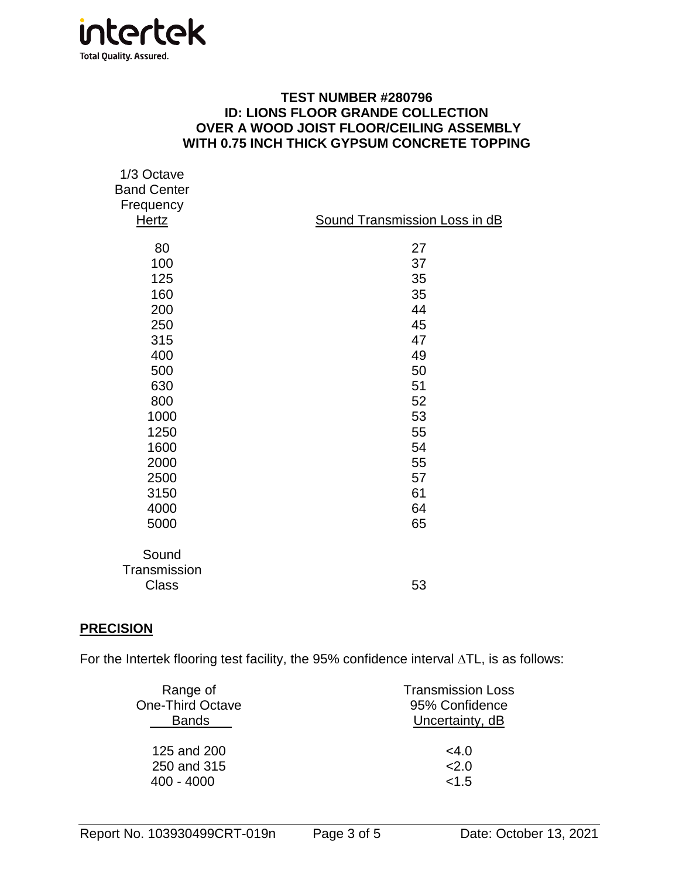**TEST NUMBER #280796**
**ID: LIONS FLOOR GRANDE COLLECTION**
**OVER A WOOD JOIST FLOOR/CEILING ASSEMBLY**
**WITH 0.75 INCH THICK GYPSUM CONCRETE TOPPING**

| 1/3 Octave Band Center Frequency Hertz | Sound Transmission Loss in dB |
|---|---|
| 80 | 27 |
| 100 | 37 |
| 125 | 35 |
| 160 | 35 |
| 200 | 44 |
| 250 | 45 |
| 315 | 47 |
| 400 | 49 |
| 500 | 50 |
| 630 | 51 |
| 800 | 52 |
| 1000 | 53 |
| 1250 | 55 |
| 1600 | 54 |
| 2000 | 55 |
| 2500 | 57 |
| 3150 | 61 |
| 4000 | 64 |
| 5000 | 65 |
| Sound Transmission Class | 53 |

## PRECISION

For the Intertek flooring test facility, the 95% confidence interval $\Delta TL$, is as follows:

| Range of One-Third Octave Bands | Transmission Loss 95% Confidence Uncertainty, dB |
|---|---|
| 125 and 200 | <4.0 |
| 250 and 315 | <2.0 |
| 400 - 4000 | <1.5 |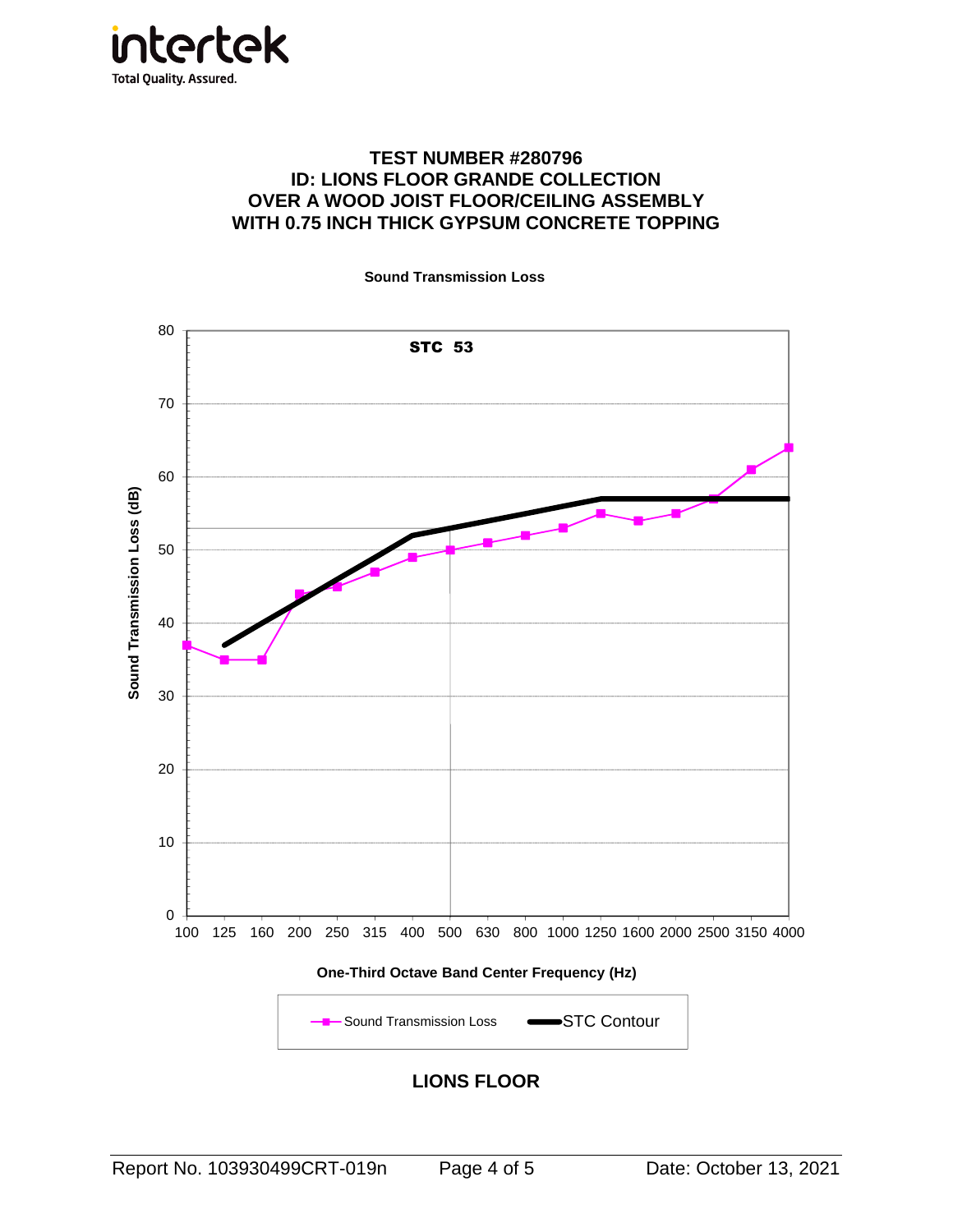# TEST NUMBER #280796
## ID: LIONS FLOOR GRANDE COLLECTION
## OVER A WOOD JOIST FLOOR/CEILING ASSEMBLY
## WITH 0.75 INCH THICK GYPSUM CONCRETE TOPPING

**Sound Transmission Loss**

**STC 53**

| One-Third Octave Band Center Frequency (Hz) | Sound Transmission Loss (dB) | STC Contour (dB) |
| --- | --- | --- |
| 100 | 37 | |
| 125 | 35 | 37 |
| 160 | 35 | 40 |
| 200 | 44 | 43 |
| 250 | 45 | 46 |
| 315 | 47 | 49 |
| 400 | 49 | 52 |
| 500 | 50 | 53 |
| 630 | 51 | 54 |
| 800 | 52 | 55 |
| 1000 | 53 | 56 |
| 1250 | 55 | 57 |
| 1600 | 54 | 57 |
| 2000 | 55 | 57 |
| 2500 | 57 | 57 |
| 3150 | 61 | 57 |
| 4000 | 64 | 57 |

Legend: Sound Transmission Loss; STC Contour

**LIONS FLOOR**

Report No. 103930499CRT-019n Date: October 13, 2021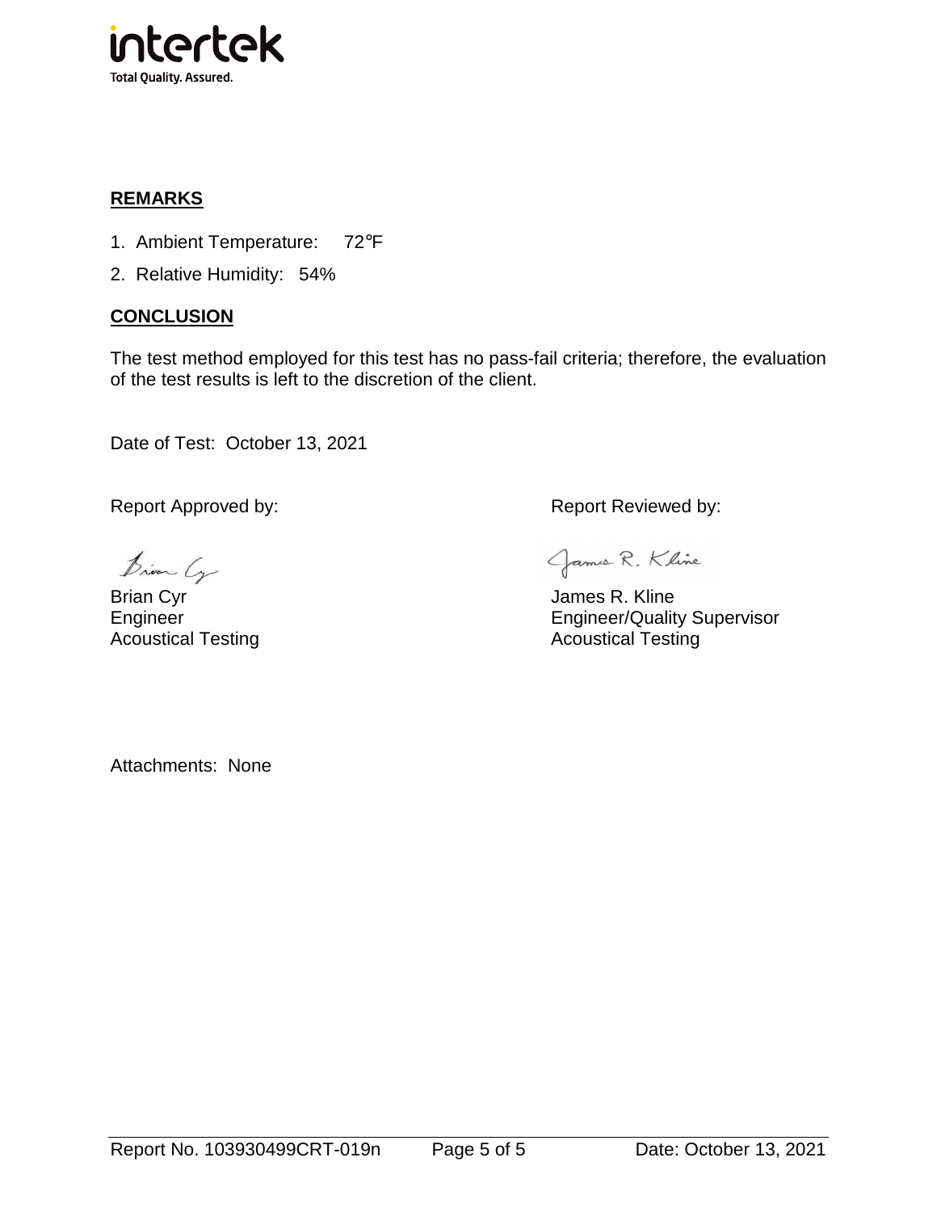## REMARKS

1. Ambient Temperature: 72°F
2. Relative Humidity: 54%

## CONCLUSION

The test method employed for this test has no pass-fail criteria; therefore, the evaluation of the test results is left to the discretion of the client.

Date of Test: October 13, 2021

Report Approved by:

Brian Cyr
Engineer
Acoustical Testing

Report Reviewed by:

James R. Kline
Engineer/Quality Supervisor
Acoustical Testing

Attachments: None